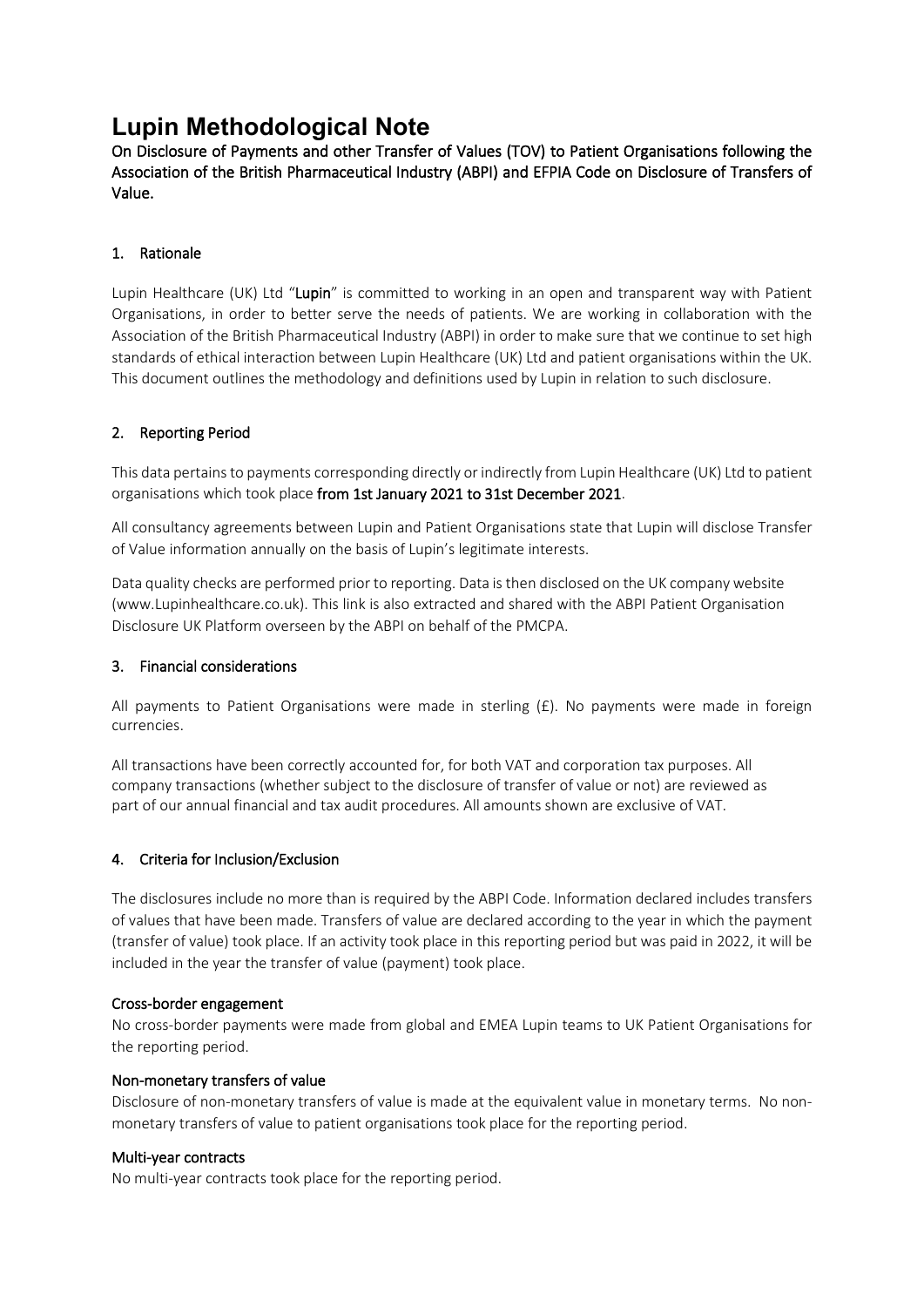# Lupin Methodological Note

**On Disclosure of Payments and other Transfer of Values (TOV) to Patient Organisations following the Association of the British Pharmaceutical Industry (ABPI) and EFPIA Code on Disclosure of Transfers of Value.**

## 1. Rationale

Lupin Healthcare (UK) Ltd "**Lupin**" is committed to working in an open and transparent way with Patient Organisations, in order to better serve the needs of patients. We are working in collaboration with the Association of the British Pharmaceutical Industry (ABPI) in order to make sure that we continue to set high standards of ethical interaction between Lupin Healthcare (UK) Ltd and patient organisations within the UK. This document outlines the methodology and definitions used by Lupin in relation to such disclosure.

## 2. Reporting Period

This data pertains to payments corresponding directly or indirectly from Lupin Healthcare (UK) Ltd to patient organisations which took place **from 1st January 2021 to 31st December 2021**.

All consultancy agreements between Lupin and Patient Organisations state that Lupin will disclose Transfer of Value information annually on the basis of Lupin's legitimate interests.

Data quality checks are performed prior to reporting. Data is then disclosed on the UK company website (www.Lupinhealthcare.co.uk). This link is also extracted and shared with the ABPI Patient Organisation Disclosure UK Platform overseen by the ABPI on behalf of the PMCPA.

## 3. Financial considerations

All payments to Patient Organisations were made in sterling (£). No payments were made in foreign currencies.

All transactions have been correctly accounted for, for both VAT and corporation tax purposes. All company transactions (whether subject to the disclosure of transfer of value or not) are reviewed as part of our annual financial and tax audit procedures. All amounts shown are exclusive of VAT.

## 4. Criteria for Inclusion/Exclusion

The disclosures include no more than is required by the ABPI Code. Information declared includes transfers of values that have been made. Transfers of value are declared according to the year in which the payment (transfer of value) took place. If an activity took place in this reporting period but was paid in 2022, it will be included in the year the transfer of value (payment) took place.

### Cross-border engagement

No cross-border payments were made from global and EMEA Lupin teams to UK Patient Organisations for the reporting period.

### Non-monetary transfers of value

Disclosure of non-monetary transfers of value is made at the equivalent value in monetary terms. No non-monetary transfers of value to patient organisations took place for the reporting period.

### Multi-year contracts

No multi-year contracts took place for the reporting period.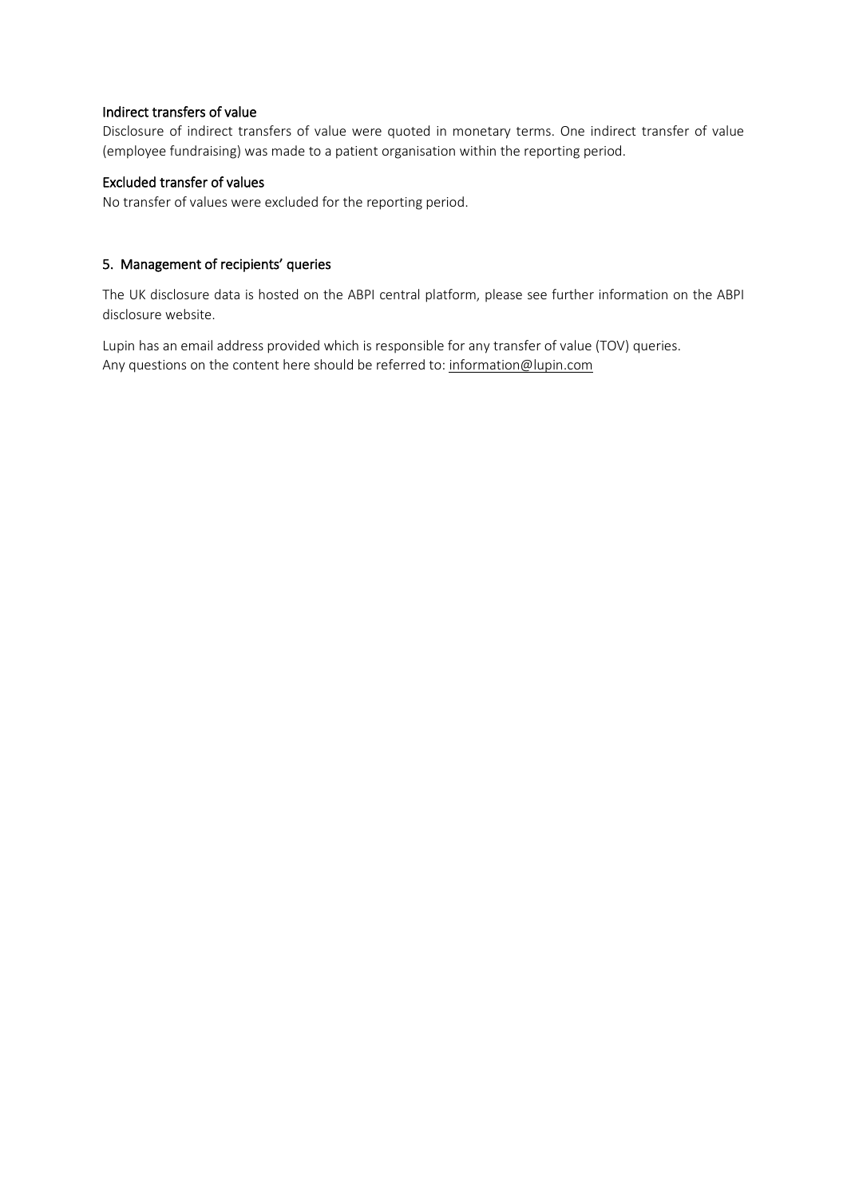### Indirect transfers of value

Disclosure of indirect transfers of value were quoted in monetary terms. One indirect transfer of value (employee fundraising) was made to a patient organisation within the reporting period.

### Excluded transfer of values

No transfer of values were excluded for the reporting period.

## 5. Management of recipients' queries

The UK disclosure data is hosted on the ABPI central platform, please see further information on the ABPI disclosure website.

Lupin has an email address provided which is responsible for any transfer of value (TOV) queries.
Any questions on the content here should be referred to: information@lupin.com